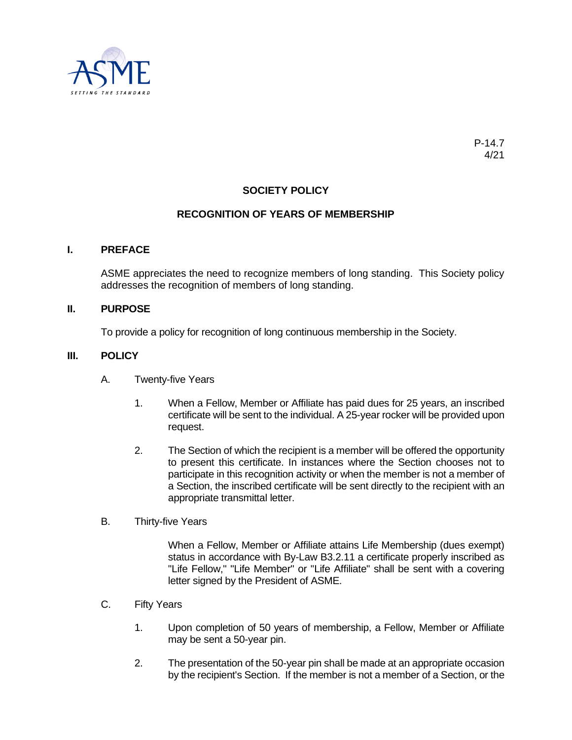P-14.7
4/21

# SOCIETY POLICY

## RECOGNITION OF YEARS OF MEMBERSHIP

### I. PREFACE

ASME appreciates the need to recognize members of long standing. This Society policy addresses the recognition of members of long standing.

### II. PURPOSE

To provide a policy for recognition of long continuous membership in the Society.

### III. POLICY

A. Twenty-five Years

1. When a Fellow, Member or Affiliate has paid dues for 25 years, an inscribed certificate will be sent to the individual. A 25-year rocker will be provided upon request.

2. The Section of which the recipient is a member will be offered the opportunity to present this certificate. In instances where the Section chooses not to participate in this recognition activity or when the member is not a member of a Section, the inscribed certificate will be sent directly to the recipient with an appropriate transmittal letter.

B. Thirty-five Years

When a Fellow, Member or Affiliate attains Life Membership (dues exempt) status in accordance with By-Law B3.2.11 a certificate properly inscribed as "Life Fellow," "Life Member" or "Life Affiliate" shall be sent with a covering letter signed by the President of ASME.

C. Fifty Years

1. Upon completion of 50 years of membership, a Fellow, Member or Affiliate may be sent a 50-year pin.

2. The presentation of the 50-year pin shall be made at an appropriate occasion by the recipient's Section. If the member is not a member of a Section, or the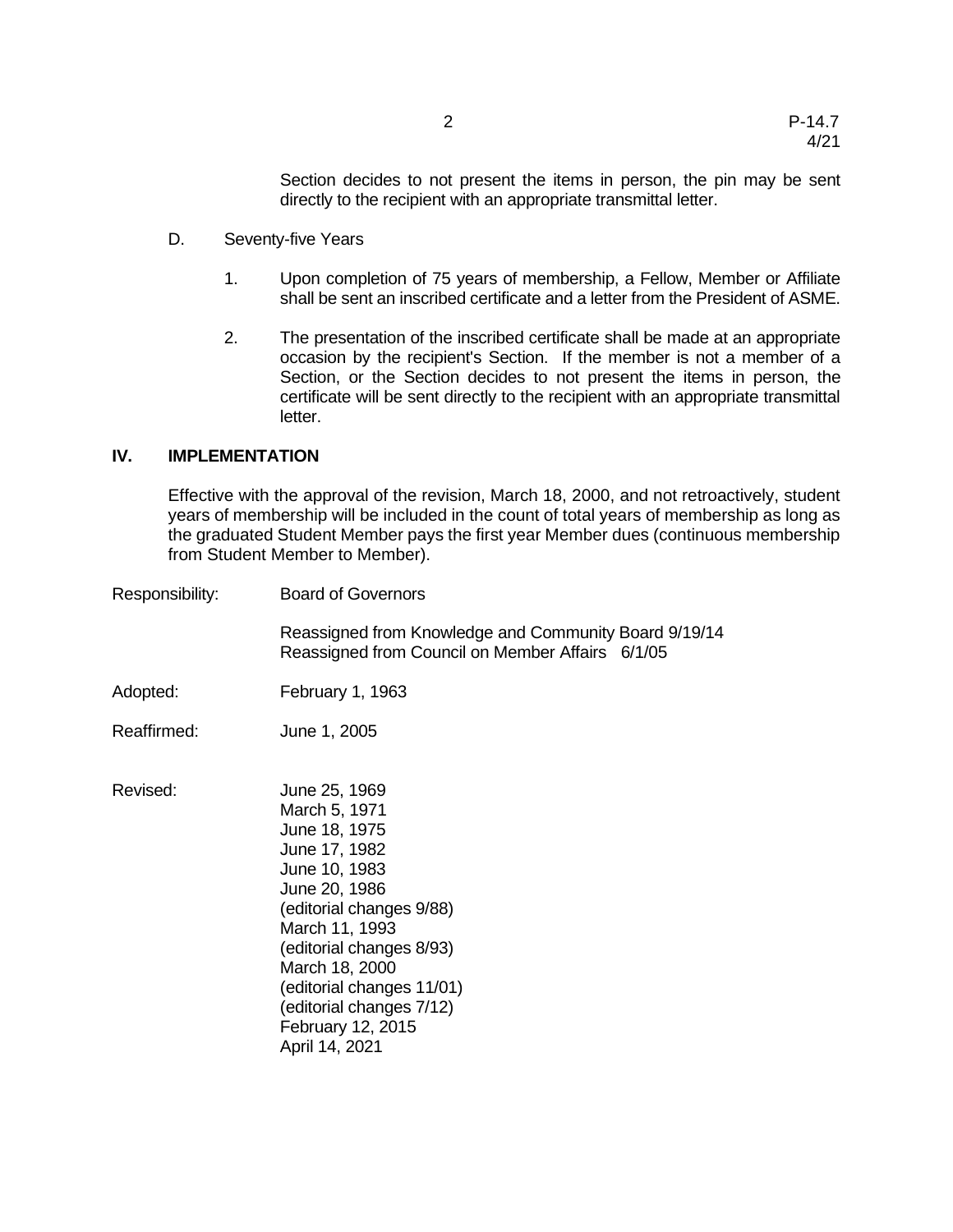Section decides to not present the items in person, the pin may be sent directly to the recipient with an appropriate transmittal letter.

D. Seventy-five Years

1. Upon completion of 75 years of membership, a Fellow, Member or Affiliate shall be sent an inscribed certificate and a letter from the President of ASME.

2. The presentation of the inscribed certificate shall be made at an appropriate occasion by the recipient's Section. If the member is not a member of a Section, or the Section decides to not present the items in person, the certificate will be sent directly to the recipient with an appropriate transmittal letter.

## IV. IMPLEMENTATION

Effective with the approval of the revision, March 18, 2000, and not retroactively, student years of membership will be included in the count of total years of membership as long as the graduated Student Member pays the first year Member dues (continuous membership from Student Member to Member).

Responsibility: Board of Governors

Reassigned from Knowledge and Community Board 9/19/14
Reassigned from Council on Member Affairs 6/1/05

Adopted: February 1, 1963

Reaffirmed: June 1, 2005

Revised: June 25, 1969
March 5, 1971
June 18, 1975
June 17, 1982
June 10, 1983
June 20, 1986
(editorial changes 9/88)
March 11, 1993
(editorial changes 8/93)
March 18, 2000
(editorial changes 11/01)
(editorial changes 7/12)
February 12, 2015
April 14, 2021